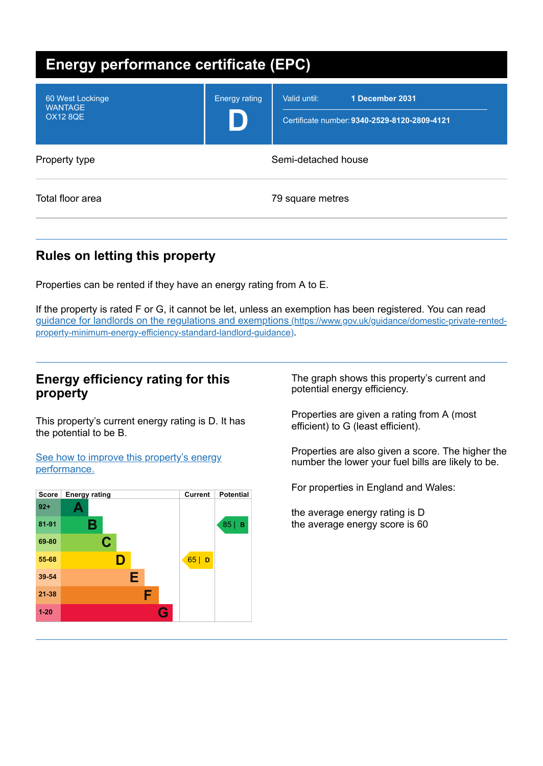# Energy performance certificate (EPC)

| | | |
|---|---|---|
| 60 West Lockinge<br>WANTAGE<br>OX12 8QE | Energy rating<br>**D** | Valid until: **1 December 2031**<br>Certificate number: **9340-2529-8120-2809-4121** |

| | |
|---|---|
| Property type | Semi-detached house |
| Total floor area | 79 square metres |

## Rules on letting this property

Properties can be rented if they have an energy rating from A to E.

If the property is rated F or G, it cannot be let, unless an exemption has been registered. You can read [guidance for landlords on the regulations and exemptions (https://www.gov.uk/guidance/domestic-private-rented-property-minimum-energy-efficiency-standard-landlord-guidance)](https://www.gov.uk/guidance/domestic-private-rented-property-minimum-energy-efficiency-standard-landlord-guidance).

## Energy efficiency rating for this property

This property's current energy rating is D. It has the potential to be B.

[See how to improve this property's energy performance.]()

| Score | Energy rating | Current | Potential |
|---|---|---|---|
| 92+ | A | | |
| 81-91 | B | | 85 \| B |
| 69-80 | C | | |
| 55-68 | D | 65 \| D | |
| 39-54 | E | | |
| 21-38 | F | | |
| 1-20 | G | | |

The graph shows this property's current and potential energy efficiency.

Properties are given a rating from A (most efficient) to G (least efficient).

Properties are also given a score. The higher the number the lower your fuel bills are likely to be.

For properties in England and Wales:

the average energy rating is D
the average energy score is 60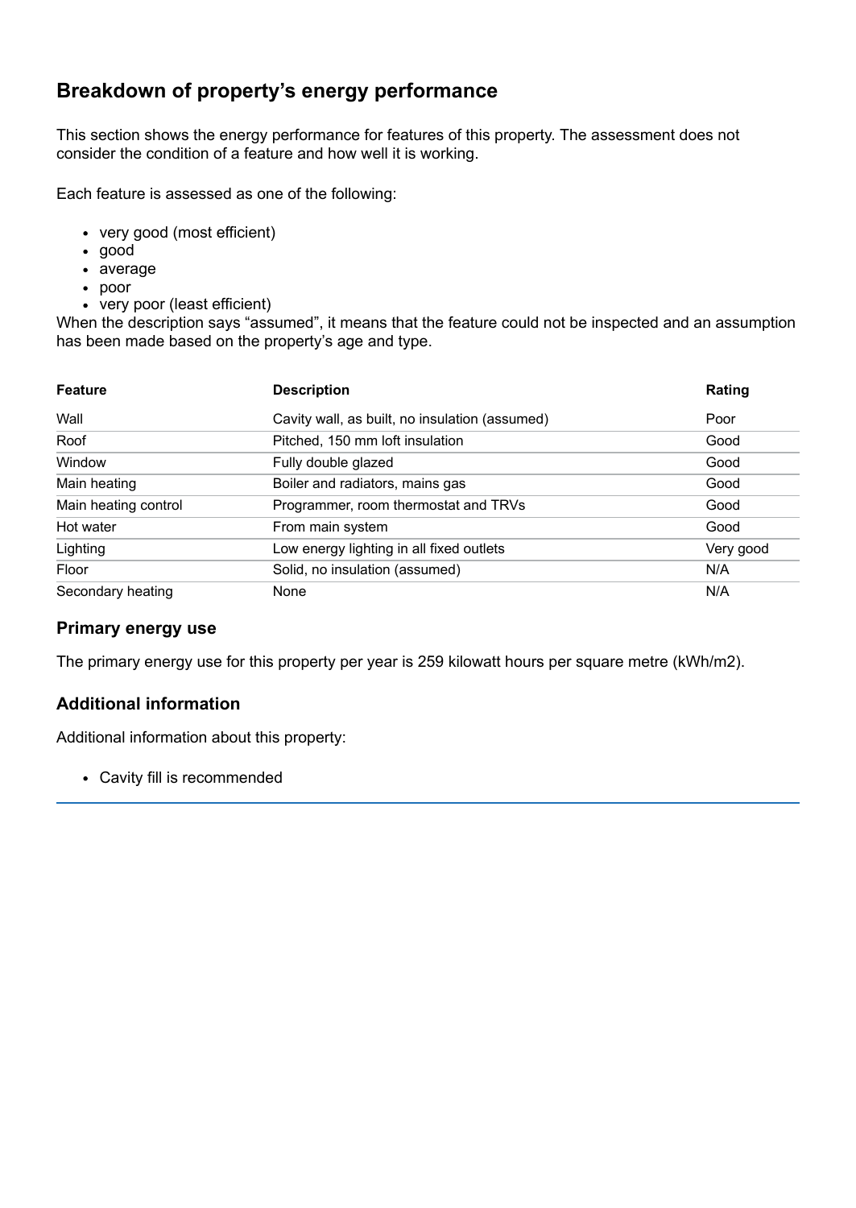## Breakdown of property's energy performance

This section shows the energy performance for features of this property. The assessment does not consider the condition of a feature and how well it is working.

Each feature is assessed as one of the following:

- very good (most efficient)
- good
- average
- poor
- very poor (least efficient)

When the description says "assumed", it means that the feature could not be inspected and an assumption has been made based on the property's age and type.

| Feature | Description | Rating |
|---|---|---|
| Wall | Cavity wall, as built, no insulation (assumed) | Poor |
| Roof | Pitched, 150 mm loft insulation | Good |
| Window | Fully double glazed | Good |
| Main heating | Boiler and radiators, mains gas | Good |
| Main heating control | Programmer, room thermostat and TRVs | Good |
| Hot water | From main system | Good |
| Lighting | Low energy lighting in all fixed outlets | Very good |
| Floor | Solid, no insulation (assumed) | N/A |
| Secondary heating | None | N/A |

### Primary energy use

The primary energy use for this property per year is 259 kilowatt hours per square metre (kWh/m2).

### Additional information

Additional information about this property:

- Cavity fill is recommended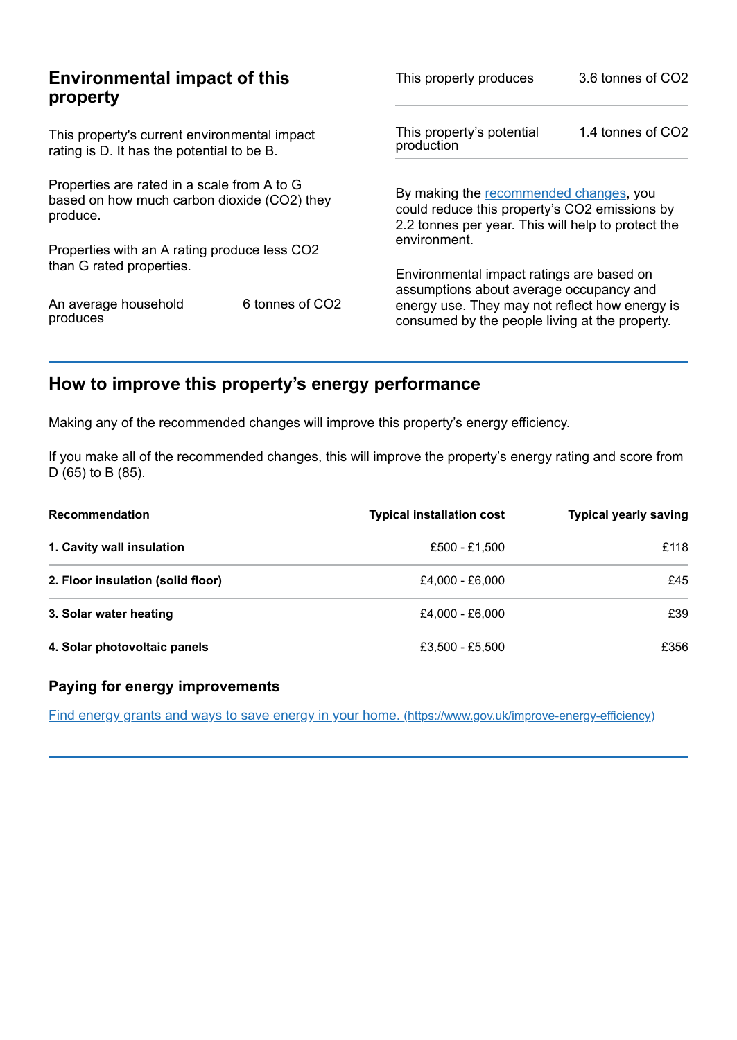## Environmental impact of this property

This property's current environmental impact rating is D. It has the potential to be B.

Properties are rated in a scale from A to G based on how much carbon dioxide ($CO_2$) they produce.

Properties with an A rating produce less $CO_2$ than G rated properties.

| | |
|---|---|
| An average household produces | 6 tonnes of $CO_2$ |

| | |
|---|---|
| This property produces | 3.6 tonnes of $CO_2$ |
| This property's potential production | 1.4 tonnes of $CO_2$ |

By making the recommended changes, you could reduce this property's $CO_2$ emissions by 2.2 tonnes per year. This will help to protect the environment.

Environmental impact ratings are based on assumptions about average occupancy and energy use. They may not reflect how energy is consumed by the people living at the property.

## How to improve this property's energy performance

Making any of the recommended changes will improve this property's energy efficiency.

If you make all of the recommended changes, this will improve the property's energy rating and score from D (65) to B (85).

| Recommendation | Typical installation cost | Typical yearly saving |
|---|---|---|
| **1. Cavity wall insulation** | £500 - £1,500 | £118 |
| **2. Floor insulation (solid floor)** | £4,000 - £6,000 | £45 |
| **3. Solar water heating** | £4,000 - £6,000 | £39 |
| **4. Solar photovoltaic panels** | £3,500 - £5,500 | £356 |

### Paying for energy improvements

[Find energy grants and ways to save energy in your home. (https://www.gov.uk/improve-energy-efficiency)](https://www.gov.uk/improve-energy-efficiency)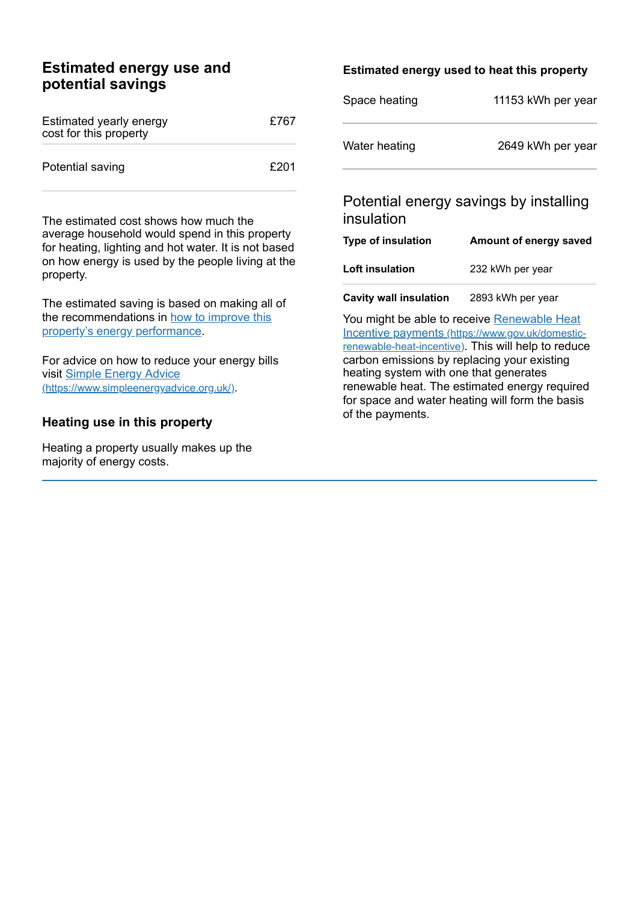## Estimated energy use and potential savings

| | |
|---|---|
| Estimated yearly energy cost for this property | £767 |
| Potential saving | £201 |

The estimated cost shows how much the average household would spend in this property for heating, lighting and hot water. It is not based on how energy is used by the people living at the property.

The estimated saving is based on making all of the recommendations in [how to improve this property's energy performance](#).

For advice on how to reduce your energy bills visit [Simple Energy Advice (https://www.simpleenergyadvice.org.uk/)](https://www.simpleenergyadvice.org.uk/).

### Heating use in this property

Heating a property usually makes up the majority of energy costs.

### Estimated energy used to heat this property

| | |
|---|---|
| Space heating | 11153 kWh per year |
| Water heating | 2649 kWh per year |

### Potential energy savings by installing insulation

| Type of insulation | Amount of energy saved |
|---|---|
| **Loft insulation** | 232 kWh per year |
| **Cavity wall insulation** | 2893 kWh per year |

You might be able to receive [Renewable Heat Incentive payments (https://www.gov.uk/domestic-renewable-heat-incentive)](https://www.gov.uk/domestic-renewable-heat-incentive). This will help to reduce carbon emissions by replacing your existing heating system with one that generates renewable heat. The estimated energy required for space and water heating will form the basis of the payments.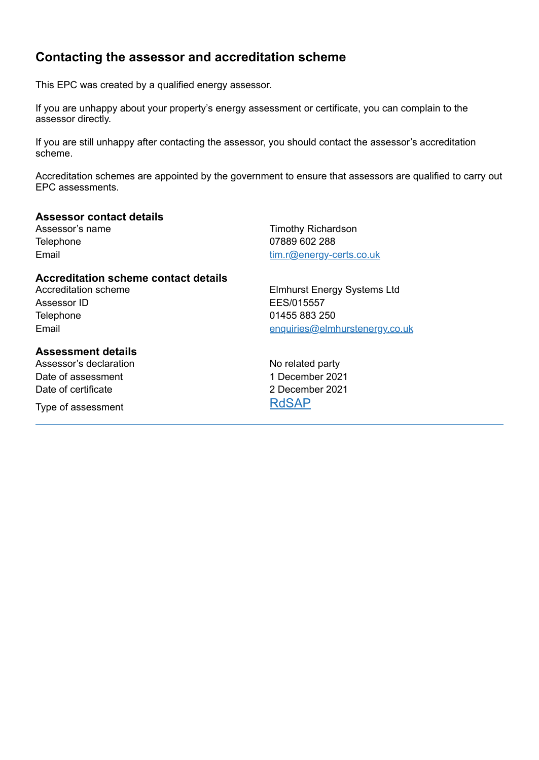## Contacting the assessor and accreditation scheme

This EPC was created by a qualified energy assessor.

If you are unhappy about your property's energy assessment or certificate, you can complain to the assessor directly.

If you are still unhappy after contacting the assessor, you should contact the assessor's accreditation scheme.

Accreditation schemes are appointed by the government to ensure that assessors are qualified to carry out EPC assessments.

### Assessor contact details

| | |
|---|---|
| Assessor's name | Timothy Richardson |
| Telephone | 07889 602 288 |
| Email | [tim.r@energy-certs.co.uk](mailto:tim.r@energy-certs.co.uk) |

### Accreditation scheme contact details

| | |
|---|---|
| Accreditation scheme | Elmhurst Energy Systems Ltd |
| Assessor ID | EES/015557 |
| Telephone | 01455 883 250 |
| Email | [enquiries@elmhurstenergy.co.uk](mailto:enquiries@elmhurstenergy.co.uk) |

### Assessment details

| | |
|---|---|
| Assessor's declaration | No related party |
| Date of assessment | 1 December 2021 |
| Date of certificate | 2 December 2021 |
| Type of assessment | RdSAP |